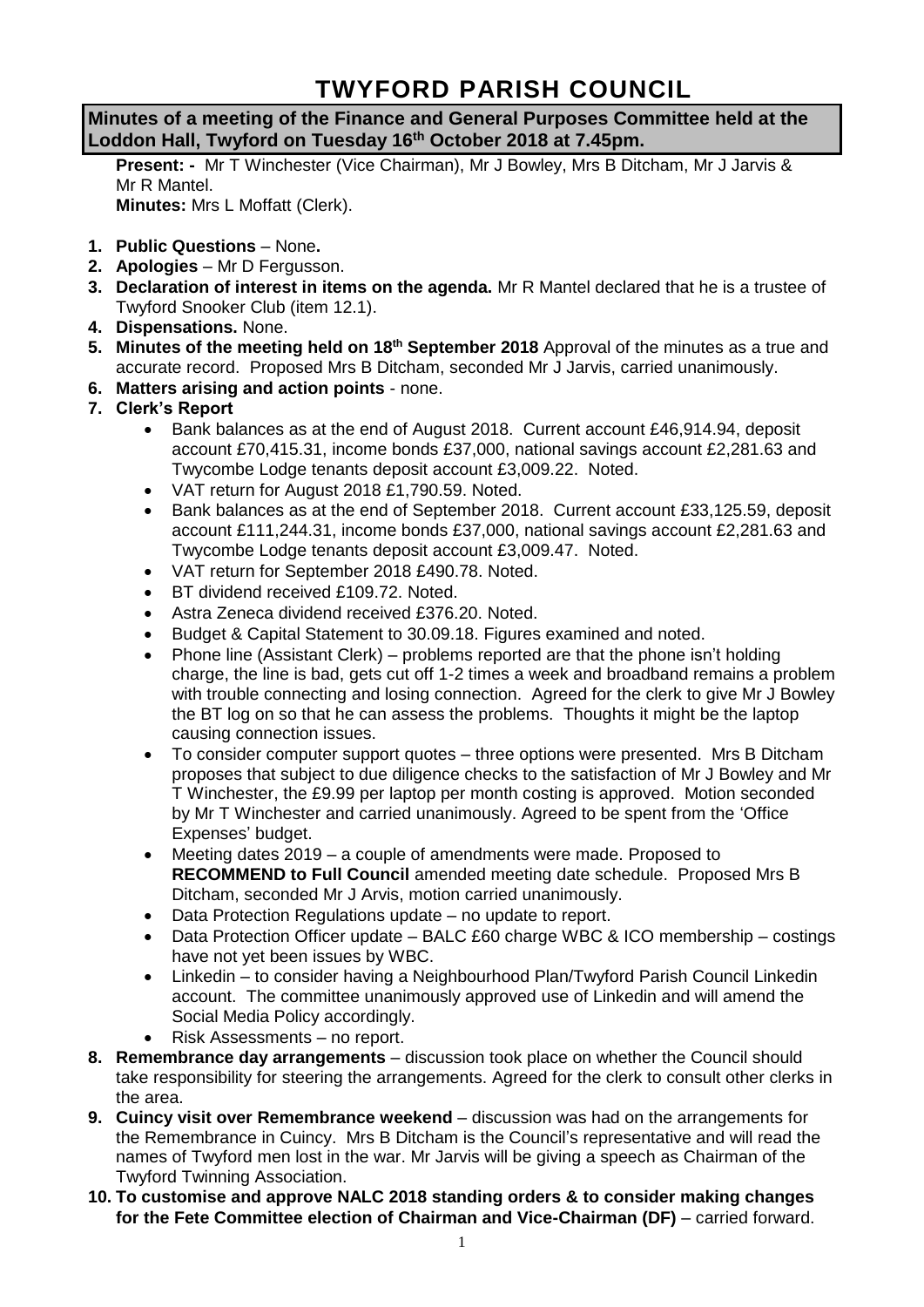# TWYFORD PARISH COUNCIL

**Minutes of a meeting of the Finance and General Purposes Committee held at the Loddon Hall, Twyford on Tuesday 16th October 2018 at 7.45pm.**

**Present: -** Mr T Winchester (Vice Chairman), Mr J Bowley, Mrs B Ditcham, Mr J Jarvis & Mr R Mantel.
**Minutes:** Mrs L Moffatt (Clerk).

1. **Public Questions** – None**.**
2. **Apologies** – Mr D Fergusson.
3. **Declaration of interest in items on the agenda.** Mr R Mantel declared that he is a trustee of Twyford Snooker Club (item 12.1).
4. **Dispensations.** None.
5. **Minutes of the meeting held on 18th September 2018** Approval of the minutes as a true and accurate record. Proposed Mrs B Ditcham, seconded Mr J Jarvis, carried unanimously.
6. **Matters arising and action points** - none.
7. **Clerk's Report**
   - Bank balances as at the end of August 2018. Current account £46,914.94, deposit account £70,415.31, income bonds £37,000, national savings account £2,281.63 and Twycombe Lodge tenants deposit account £3,009.22. Noted.
   - VAT return for August 2018 £1,790.59. Noted.
   - Bank balances as at the end of September 2018. Current account £33,125.59, deposit account £111,244.31, income bonds £37,000, national savings account £2,281.63 and Twycombe Lodge tenants deposit account £3,009.47. Noted.
   - VAT return for September 2018 £490.78. Noted.
   - BT dividend received £109.72. Noted.
   - Astra Zeneca dividend received £376.20. Noted.
   - Budget & Capital Statement to 30.09.18. Figures examined and noted.
   - Phone line (Assistant Clerk) – problems reported are that the phone isn't holding charge, the line is bad, gets cut off 1-2 times a week and broadband remains a problem with trouble connecting and losing connection. Agreed for the clerk to give Mr J Bowley the BT log on so that he can assess the problems. Thoughts it might be the laptop causing connection issues.
   - To consider computer support quotes – three options were presented. Mrs B Ditcham proposes that subject to due diligence checks to the satisfaction of Mr J Bowley and Mr T Winchester, the £9.99 per laptop per month costing is approved. Motion seconded by Mr T Winchester and carried unanimously. Agreed to be spent from the 'Office Expenses' budget.
   - Meeting dates 2019 – a couple of amendments were made. Proposed to **RECOMMEND to Full Council** amended meeting date schedule. Proposed Mrs B Ditcham, seconded Mr J Arvis, motion carried unanimously.
   - Data Protection Regulations update – no update to report.
   - Data Protection Officer update – BALC £60 charge WBC & ICO membership – costings have not yet been issues by WBC.
   - Linkedin – to consider having a Neighbourhood Plan/Twyford Parish Council Linkedin account. The committee unanimously approved use of Linkedin and will amend the Social Media Policy accordingly.
   - Risk Assessments – no report.
8. **Remembrance day arrangements** – discussion took place on whether the Council should take responsibility for steering the arrangements. Agreed for the clerk to consult other clerks in the area.
9. **Cuincy visit over Remembrance weekend** – discussion was had on the arrangements for the Remembrance in Cuincy. Mrs B Ditcham is the Council's representative and will read the names of Twyford men lost in the war. Mr Jarvis will be giving a speech as Chairman of the Twyford Twinning Association.
10. **To customise and approve NALC 2018 standing orders & to consider making changes for the Fete Committee election of Chairman and Vice-Chairman (DF)** – carried forward.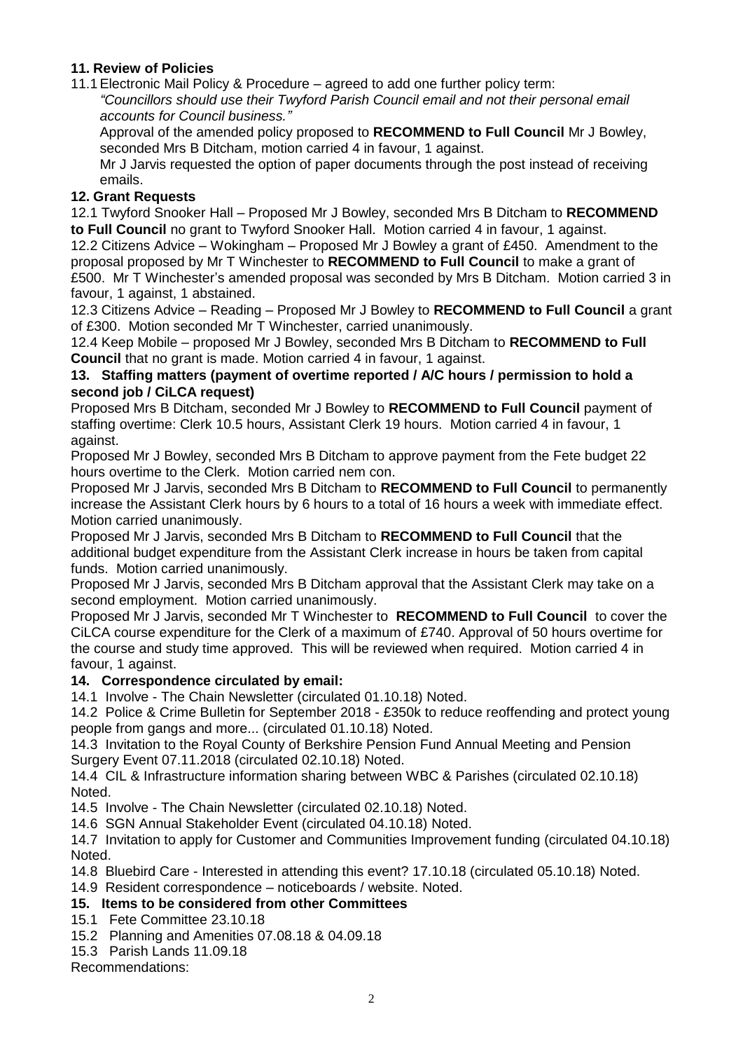### 11. Review of Policies

11.1 Electronic Mail Policy & Procedure – agreed to add one further policy term:

*"Councillors should use their Twyford Parish Council email and not their personal email accounts for Council business."*

Approval of the amended policy proposed to **RECOMMEND to Full Council** Mr J Bowley, seconded Mrs B Ditcham, motion carried 4 in favour, 1 against.

Mr J Jarvis requested the option of paper documents through the post instead of receiving emails.

### 12. Grant Requests

12.1 Twyford Snooker Hall – Proposed Mr J Bowley, seconded Mrs B Ditcham to **RECOMMEND to Full Council** no grant to Twyford Snooker Hall. Motion carried 4 in favour, 1 against.

12.2 Citizens Advice – Wokingham – Proposed Mr J Bowley a grant of £450. Amendment to the proposal proposed by Mr T Winchester to **RECOMMEND to Full Council** to make a grant of £500. Mr T Winchester's amended proposal was seconded by Mrs B Ditcham. Motion carried 3 in favour, 1 against, 1 abstained.

12.3 Citizens Advice – Reading – Proposed Mr J Bowley to **RECOMMEND to Full Council** a grant of £300. Motion seconded Mr T Winchester, carried unanimously.

12.4 Keep Mobile – proposed Mr J Bowley, seconded Mrs B Ditcham to **RECOMMEND to Full Council** that no grant is made. Motion carried 4 in favour, 1 against.

### 13. Staffing matters (payment of overtime reported / A/C hours / permission to hold a second job / CiLCA request)

Proposed Mrs B Ditcham, seconded Mr J Bowley to **RECOMMEND to Full Council** payment of staffing overtime: Clerk 10.5 hours, Assistant Clerk 19 hours. Motion carried 4 in favour, 1 against.

Proposed Mr J Bowley, seconded Mrs B Ditcham to approve payment from the Fete budget 22 hours overtime to the Clerk. Motion carried nem con.

Proposed Mr J Jarvis, seconded Mrs B Ditcham to **RECOMMEND to Full Council** to permanently increase the Assistant Clerk hours by 6 hours to a total of 16 hours a week with immediate effect. Motion carried unanimously.

Proposed Mr J Jarvis, seconded Mrs B Ditcham to **RECOMMEND to Full Council** that the additional budget expenditure from the Assistant Clerk increase in hours be taken from capital funds. Motion carried unanimously.

Proposed Mr J Jarvis, seconded Mrs B Ditcham approval that the Assistant Clerk may take on a second employment. Motion carried unanimously.

Proposed Mr J Jarvis, seconded Mr T Winchester to **RECOMMEND to Full Council** to cover the CiLCA course expenditure for the Clerk of a maximum of £740. Approval of 50 hours overtime for the course and study time approved. This will be reviewed when required. Motion carried 4 in favour, 1 against.

### 14. Correspondence circulated by email:

14.1 Involve - The Chain Newsletter (circulated 01.10.18) Noted.

14.2 Police & Crime Bulletin for September 2018 - £350k to reduce reoffending and protect young people from gangs and more... (circulated 01.10.18) Noted.

14.3 Invitation to the Royal County of Berkshire Pension Fund Annual Meeting and Pension Surgery Event 07.11.2018 (circulated 02.10.18) Noted.

14.4 CIL & Infrastructure information sharing between WBC & Parishes (circulated 02.10.18) Noted.

14.5 Involve - The Chain Newsletter (circulated 02.10.18) Noted.

14.6 SGN Annual Stakeholder Event (circulated 04.10.18) Noted.

14.7 Invitation to apply for Customer and Communities Improvement funding (circulated 04.10.18) Noted.

14.8 Bluebird Care - Interested in attending this event? 17.10.18 (circulated 05.10.18) Noted.

14.9 Resident correspondence – noticeboards / website. Noted.

### 15. Items to be considered from other Committees

15.1 Fete Committee 23.10.18

15.2 Planning and Amenities 07.08.18 & 04.09.18

15.3 Parish Lands 11.09.18

Recommendations: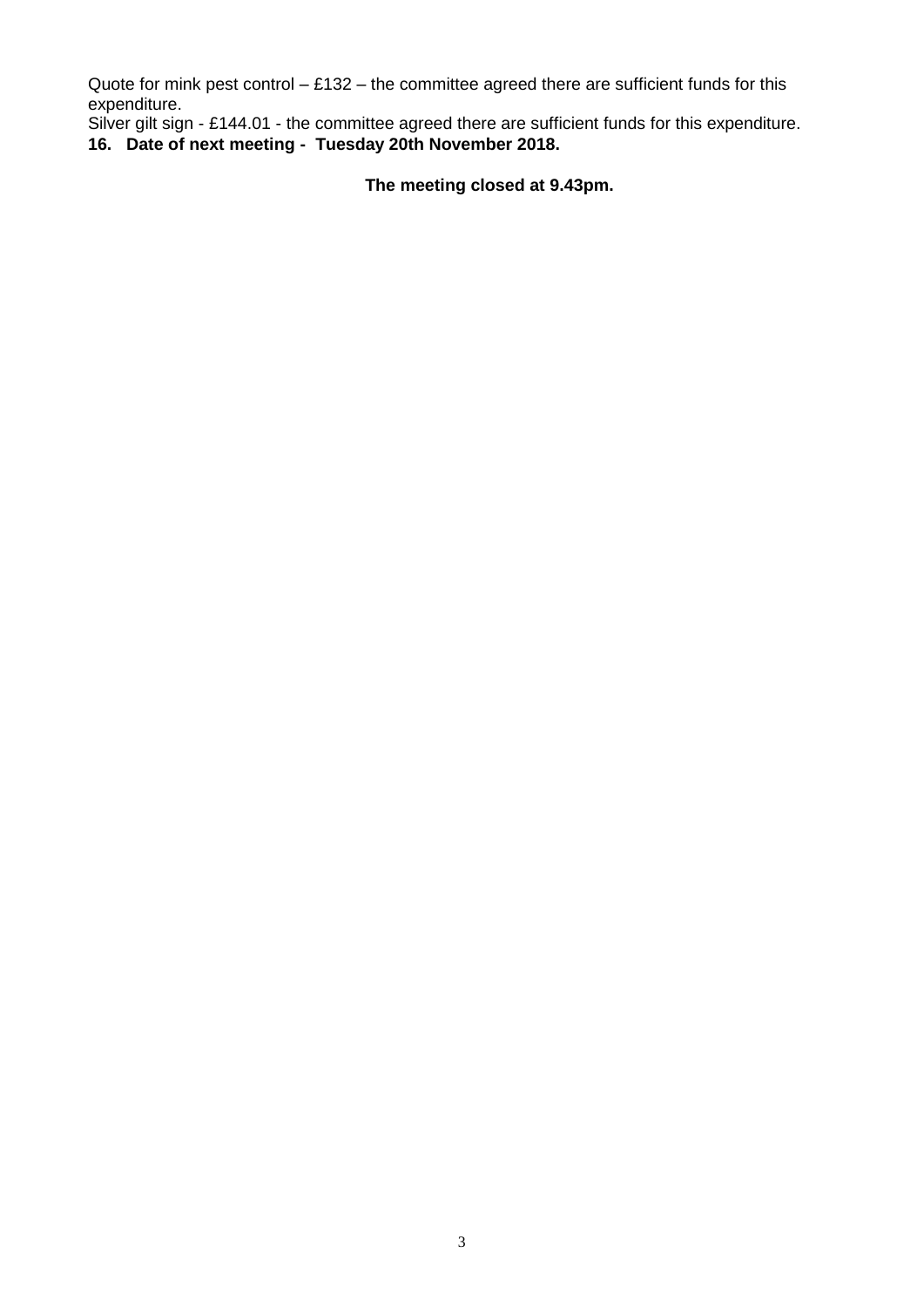Quote for mink pest control – £132 – the committee agreed there are sufficient funds for this expenditure.

Silver gilt sign - £144.01 - the committee agreed there are sufficient funds for this expenditure.

**16. Date of next meeting - Tuesday 20th November 2018.**

**The meeting closed at 9.43pm.**